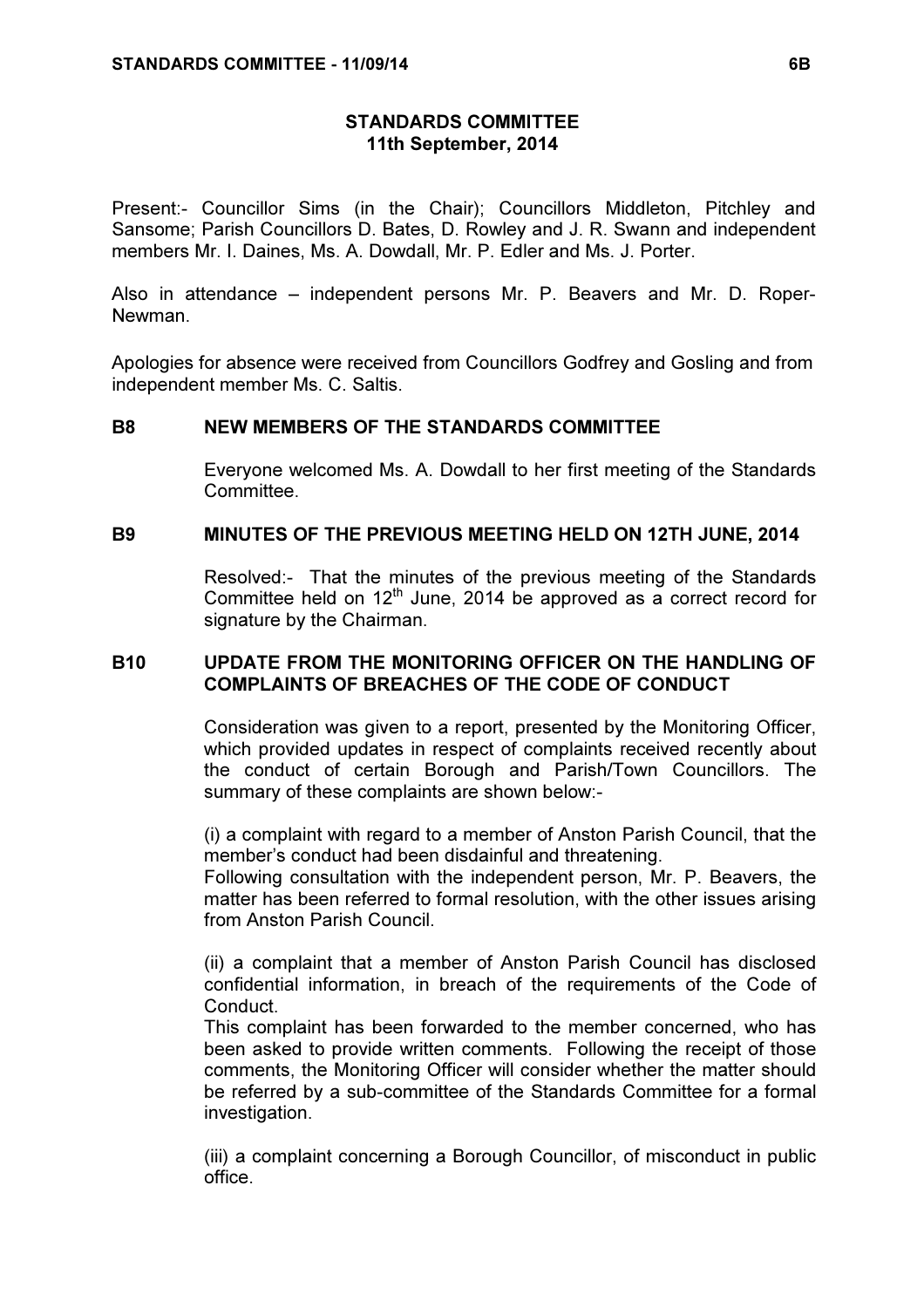# STANDARDS COMMITTEE
## 11th September, 2014

Present:- Councillor Sims (in the Chair); Councillors Middleton, Pitchley and Sansome; Parish Councillors D. Bates, D. Rowley and J. R. Swann and independent members Mr. I. Daines, Ms. A. Dowdall, Mr. P. Edler and Ms. J. Porter.

Also in attendance – independent persons Mr. P. Beavers and Mr. D. Roper-Newman.

Apologies for absence were received from Councillors Godfrey and Gosling and from independent member Ms. C. Saltis.

### B8 NEW MEMBERS OF THE STANDARDS COMMITTEE

Everyone welcomed Ms. A. Dowdall to her first meeting of the Standards Committee.

### B9 MINUTES OF THE PREVIOUS MEETING HELD ON 12TH JUNE, 2014

Resolved:- That the minutes of the previous meeting of the Standards Committee held on 12th June, 2014 be approved as a correct record for signature by the Chairman.

### B10 UPDATE FROM THE MONITORING OFFICER ON THE HANDLING OF COMPLAINTS OF BREACHES OF THE CODE OF CONDUCT

Consideration was given to a report, presented by the Monitoring Officer, which provided updates in respect of complaints received recently about the conduct of certain Borough and Parish/Town Councillors. The summary of these complaints are shown below:-

(i) a complaint with regard to a member of Anston Parish Council, that the member's conduct had been disdainful and threatening.
Following consultation with the independent person, Mr. P. Beavers, the matter has been referred to formal resolution, with the other issues arising from Anston Parish Council.

(ii) a complaint that a member of Anston Parish Council has disclosed confidential information, in breach of the requirements of the Code of Conduct.
This complaint has been forwarded to the member concerned, who has been asked to provide written comments. Following the receipt of those comments, the Monitoring Officer will consider whether the matter should be referred by a sub-committee of the Standards Committee for a formal investigation.

(iii) a complaint concerning a Borough Councillor, of misconduct in public office.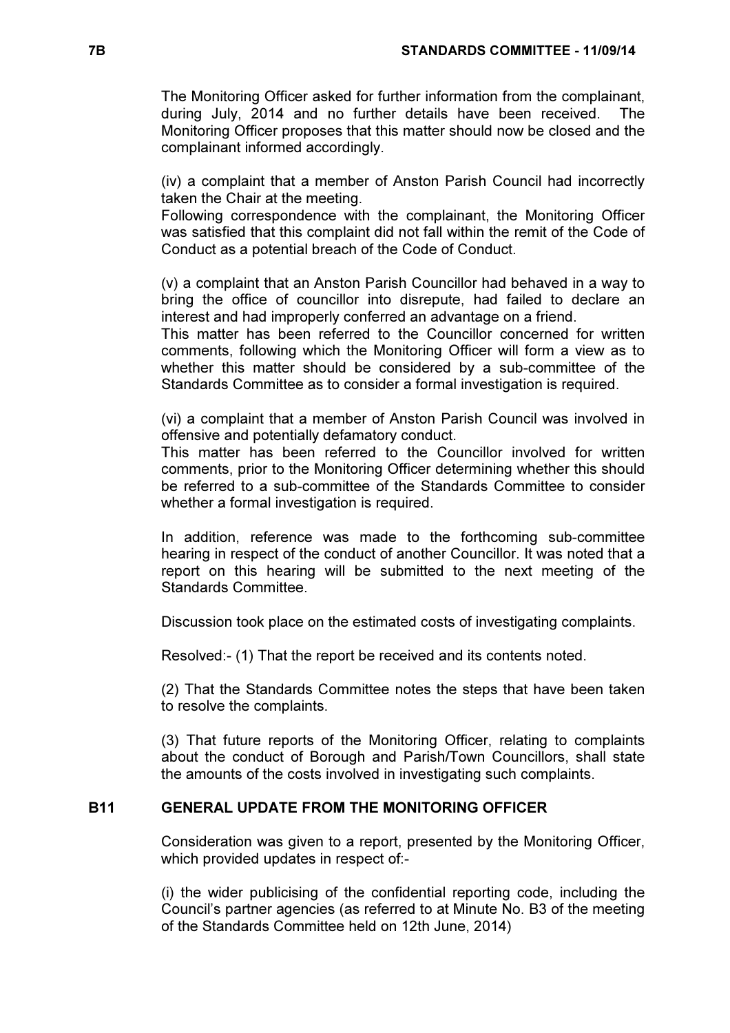The Monitoring Officer asked for further information from the complainant, during July, 2014 and no further details have been received. The Monitoring Officer proposes that this matter should now be closed and the complainant informed accordingly.

(iv) a complaint that a member of Anston Parish Council had incorrectly taken the Chair at the meeting.
Following correspondence with the complainant, the Monitoring Officer was satisfied that this complaint did not fall within the remit of the Code of Conduct as a potential breach of the Code of Conduct.

(v) a complaint that an Anston Parish Councillor had behaved in a way to bring the office of councillor into disrepute, had failed to declare an interest and had improperly conferred an advantage on a friend.
This matter has been referred to the Councillor concerned for written comments, following which the Monitoring Officer will form a view as to whether this matter should be considered by a sub-committee of the Standards Committee as to consider a formal investigation is required.

(vi) a complaint that a member of Anston Parish Council was involved in offensive and potentially defamatory conduct.
This matter has been referred to the Councillor involved for written comments, prior to the Monitoring Officer determining whether this should be referred to a sub-committee of the Standards Committee to consider whether a formal investigation is required.

In addition, reference was made to the forthcoming sub-committee hearing in respect of the conduct of another Councillor. It was noted that a report on this hearing will be submitted to the next meeting of the Standards Committee.

Discussion took place on the estimated costs of investigating complaints.

Resolved:- (1) That the report be received and its contents noted.

(2) That the Standards Committee notes the steps that have been taken to resolve the complaints.

(3) That future reports of the Monitoring Officer, relating to complaints about the conduct of Borough and Parish/Town Councillors, shall state the amounts of the costs involved in investigating such complaints.

## B11 GENERAL UPDATE FROM THE MONITORING OFFICER

Consideration was given to a report, presented by the Monitoring Officer, which provided updates in respect of:-

(i) the wider publicising of the confidential reporting code, including the Council's partner agencies (as referred to at Minute No. B3 of the meeting of the Standards Committee held on 12th June, 2014)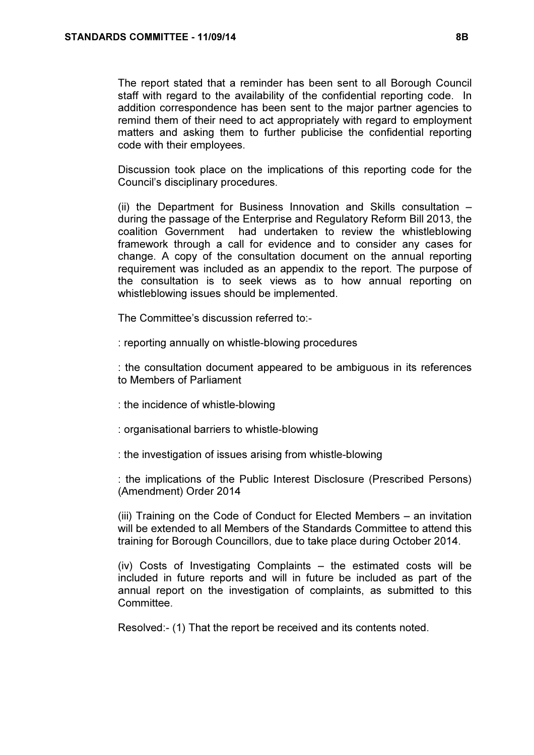The report stated that a reminder has been sent to all Borough Council staff with regard to the availability of the confidential reporting code. In addition correspondence has been sent to the major partner agencies to remind them of their need to act appropriately with regard to employment matters and asking them to further publicise the confidential reporting code with their employees.

Discussion took place on the implications of this reporting code for the Council's disciplinary procedures.

(ii) the Department for Business Innovation and Skills consultation – during the passage of the Enterprise and Regulatory Reform Bill 2013, the coalition Government had undertaken to review the whistleblowing framework through a call for evidence and to consider any cases for change. A copy of the consultation document on the annual reporting requirement was included as an appendix to the report. The purpose of the consultation is to seek views as to how annual reporting on whistleblowing issues should be implemented.

The Committee's discussion referred to:-

: reporting annually on whistle-blowing procedures

: the consultation document appeared to be ambiguous in its references to Members of Parliament

: the incidence of whistle-blowing

: organisational barriers to whistle-blowing

: the investigation of issues arising from whistle-blowing

: the implications of the Public Interest Disclosure (Prescribed Persons) (Amendment) Order 2014

(iii) Training on the Code of Conduct for Elected Members – an invitation will be extended to all Members of the Standards Committee to attend this training for Borough Councillors, due to take place during October 2014.

(iv) Costs of Investigating Complaints – the estimated costs will be included in future reports and will in future be included as part of the annual report on the investigation of complaints, as submitted to this Committee.

Resolved:- (1) That the report be received and its contents noted.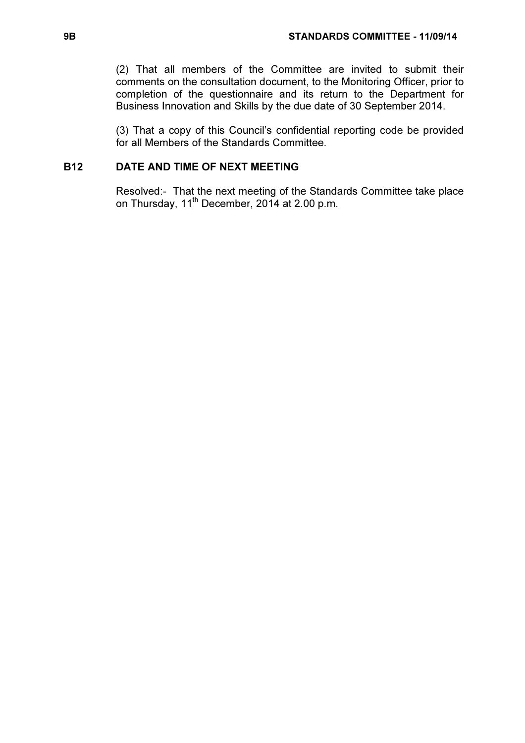(2) That all members of the Committee are invited to submit their comments on the consultation document, to the Monitoring Officer, prior to completion of the questionnaire and its return to the Department for Business Innovation and Skills by the due date of 30 September 2014.

(3) That a copy of this Council's confidential reporting code be provided for all Members of the Standards Committee.

## B12 DATE AND TIME OF NEXT MEETING

Resolved:- That the next meeting of the Standards Committee take place on Thursday, 11th December, 2014 at 2.00 p.m.